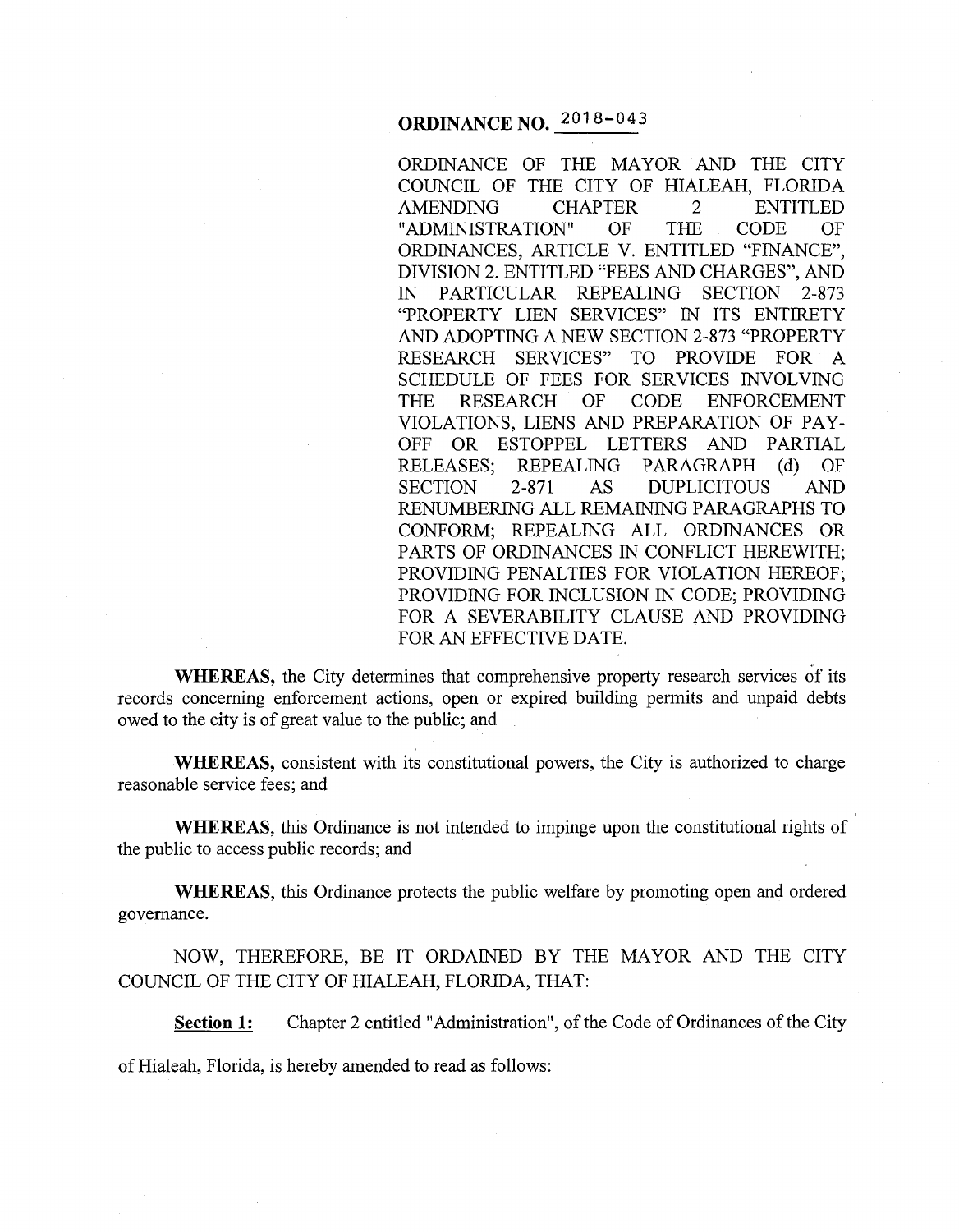# ORDINANCE NO. 2018-043

ORDINANCE OF THE MAYOR AND THE CITY COUNCIL OF THE CITY OF HIALEAH, FLORIDA AMENDING CHAPTER 2 ENTITLED "ADMINISTRATION" OF THE CODE OF ORDINANCES, ARTICLE V. ENTITLED "FINANCE", DIVISION 2. ENTITLED "FEES AND CHARGES", AND IN PARTICULAR REPEALING SECTION 2-873 "PROPERTY LIEN SERVICES" IN ITS ENTIRETY AND ADOPTING A NEW SECTION 2-873 "PROPERTY RESEARCH SERVICES" TO PROVIDE FOR A SCHEDULE OF FEES FOR SERVICES INVOLVING THE RESEARCH OF CODE ENFORCEMENT VIOLATIONS, LIENS AND PREPARATION OF PAY-OFF OR ESTOPPEL LETTERS AND PARTIAL RELEASES; REPEALING PARAGRAPH (d) OF SECTION 2-871 AS DUPLICITOUS AND RENUMBERING ALL REMAINING PARAGRAPHS TO CONFORM; REPEALING ALL ORDINANCES OR PARTS OF ORDINANCES IN CONFLICT HEREWITH; PROVIDING PENALTIES FOR VIOLATION HEREOF; PROVIDING FOR INCLUSION IN CODE; PROVIDING FOR A SEVERABILITY CLAUSE AND PROVIDING FOR AN EFFECTIVE DATE.

**WHEREAS,** the City determines that comprehensive property research services of its records concerning enforcement actions, open or expired building permits and unpaid debts owed to the city is of great value to the public; and

**WHEREAS,** consistent with its constitutional powers, the City is authorized to charge reasonable service fees; and

**WHEREAS,** this Ordinance is not intended to impinge upon the constitutional rights of the public to access public records; and

**WHEREAS,** this Ordinance protects the public welfare by promoting open and ordered governance.

NOW, THEREFORE, BE IT ORDAINED BY THE MAYOR AND THE CITY COUNCIL OF THE CITY OF HIALEAH, FLORIDA, THAT:

**Section 1:** Chapter 2 entitled "Administration", of the Code of Ordinances of the City of Hialeah, Florida, is hereby amended to read as follows: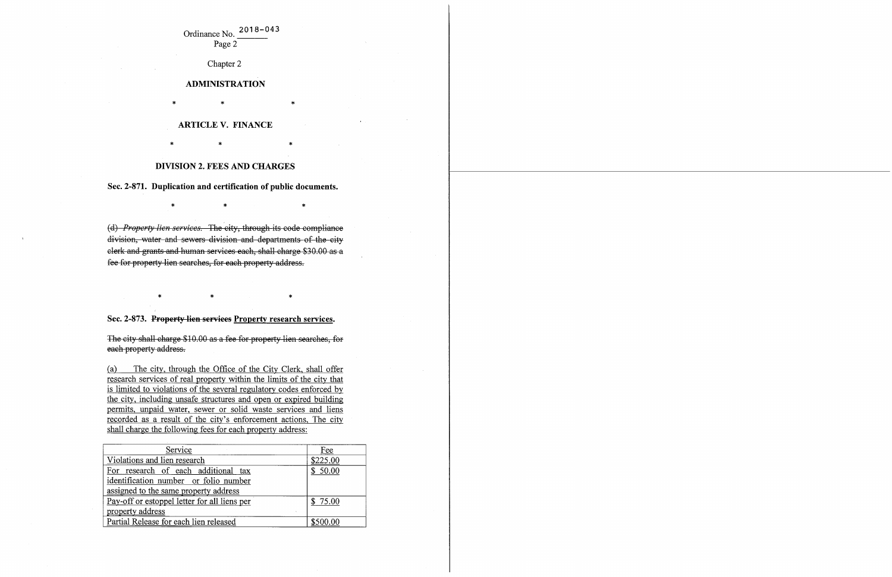Ordinance No. 2018-043
Page 2

Chapter 2

**ADMINISTRATION**

\* \* \*

**ARTICLE V. FINANCE**

\* \* \*

**DIVISION 2. FEES AND CHARGES**

**Sec. 2-871. Duplication and certification of public documents.**

\* \* \*

~~(d) *Property lien services.* The city, through its code compliance division, water and sewers division and departments of the city clerk and grants and human services each, shall charge $30.00 as a fee for property lien searches, for each property address.~~

\* \* \*

**Sec. 2-873. ~~Property lien services~~ <u>Property research services</u>.**

~~The city shall charge $10.00 as a fee for property lien searches, for each property address.~~

<u>(a) The city, through the Office of the City Clerk, shall offer research services of real property within the limits of the city that is limited to violations of the several regulatory codes enforced by the city, including unsafe structures and open or expired building permits, unpaid water, sewer or solid waste services and liens recorded as a result of the city's enforcement actions. The city shall charge the following fees for each property address:</u>

| <u>Service</u> | <u>Fee</u> |
|---|---|
| <u>Violations and lien research</u> | <u>$225.00</u> |
| <u>For research of each additional tax identification number or folio number assigned to the same property address</u> | <u>$ 50.00</u> |
| <u>Pay-off or estoppel letter for all liens per property address</u> | <u>$ 75.00</u> |
| <u>Partial Release for each lien released</u> | <u>$500.00</u> |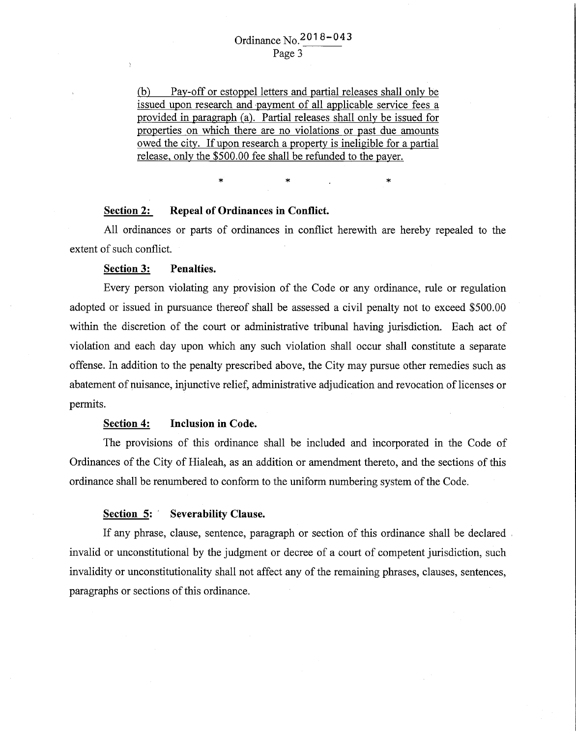(b) Pay-off or estoppel letters and partial releases shall only be issued upon research and payment of all applicable service fees a provided in paragraph (a). Partial releases shall only be issued for properties on which there are no violations or past due amounts owed the city. If upon research a property is ineligible for a partial release, only the $500.00 fee shall be refunded to the payer.

\*          \*          \*

**Section 2: Repeal of Ordinances in Conflict.**

All ordinances or parts of ordinances in conflict herewith are hereby repealed to the extent of such conflict.

**Section 3: Penalties.**

Every person violating any provision of the Code or any ordinance, rule or regulation adopted or issued in pursuance thereof shall be assessed a civil penalty not to exceed $500.00 within the discretion of the court or administrative tribunal having jurisdiction. Each act of violation and each day upon which any such violation shall occur shall constitute a separate offense. In addition to the penalty prescribed above, the City may pursue other remedies such as abatement of nuisance, injunctive relief, administrative adjudication and revocation of licenses or permits.

**Section 4: Inclusion in Code.**

The provisions of this ordinance shall be included and incorporated in the Code of Ordinances of the City of Hialeah, as an addition or amendment thereto, and the sections of this ordinance shall be renumbered to conform to the uniform numbering system of the Code.

**Section 5: Severability Clause.**

If any phrase, clause, sentence, paragraph or section of this ordinance shall be declared invalid or unconstitutional by the judgment or decree of a court of competent jurisdiction, such invalidity or unconstitutionality shall not affect any of the remaining phrases, clauses, sentences, paragraphs or sections of this ordinance.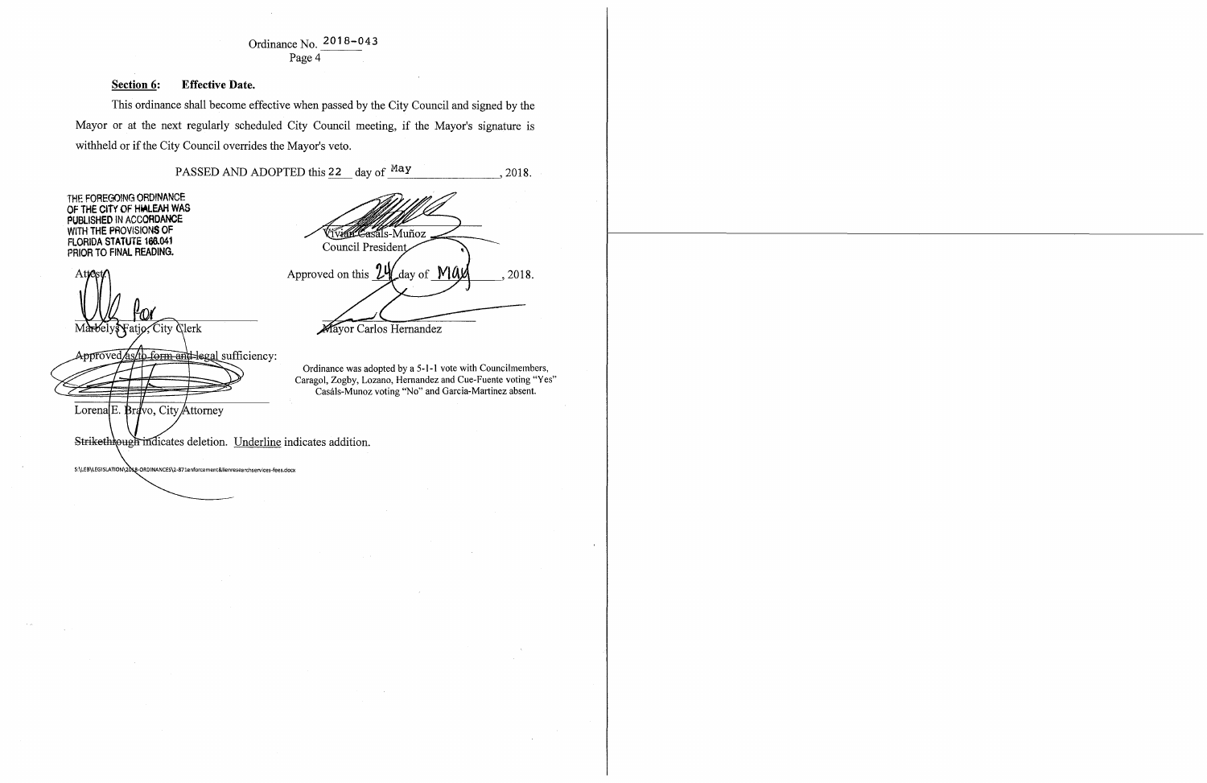Ordinance No. 2018-043

**Section 6: Effective Date.**

This ordinance shall become effective when passed by the City Council and signed by the Mayor or at the next regularly scheduled City Council meeting, if the Mayor's signature is withheld or if the City Council overrides the Mayor's veto.

PASSED AND ADOPTED this 22 day of May, 2018.

THE FOREGOING ORDINANCE OF THE CITY OF HIALEAH WAS PUBLISHED IN ACCORDANCE WITH THE PROVISIONS OF FLORIDA STATUTE 166.041 PRIOR TO FINAL READING.

Vivian Casals-Muñoz
Council President

Attest:

Marbelys Fatjo, City Clerk

Approved on this 24 day of May, 2018.

Mayor Carlos Hernandez

Approved as to form and legal sufficiency:

Lorena E. Bravo, City Attorney

Ordinance was adopted by a 5-1-1 vote with Councilmembers, Caragol, Zogby, Lozano, Hernandez and Cue-Fuente voting "Yes" Casáls-Munoz voting "No" and Garcia-Martinez absent.

~~Strikethrough~~ indicates deletion. <u>Underline</u> indicates addition.

S:\LEB\LEGISLATION\2018-ORDINANCES\2-87 1enforcement&lienresearchservices-fees.docx